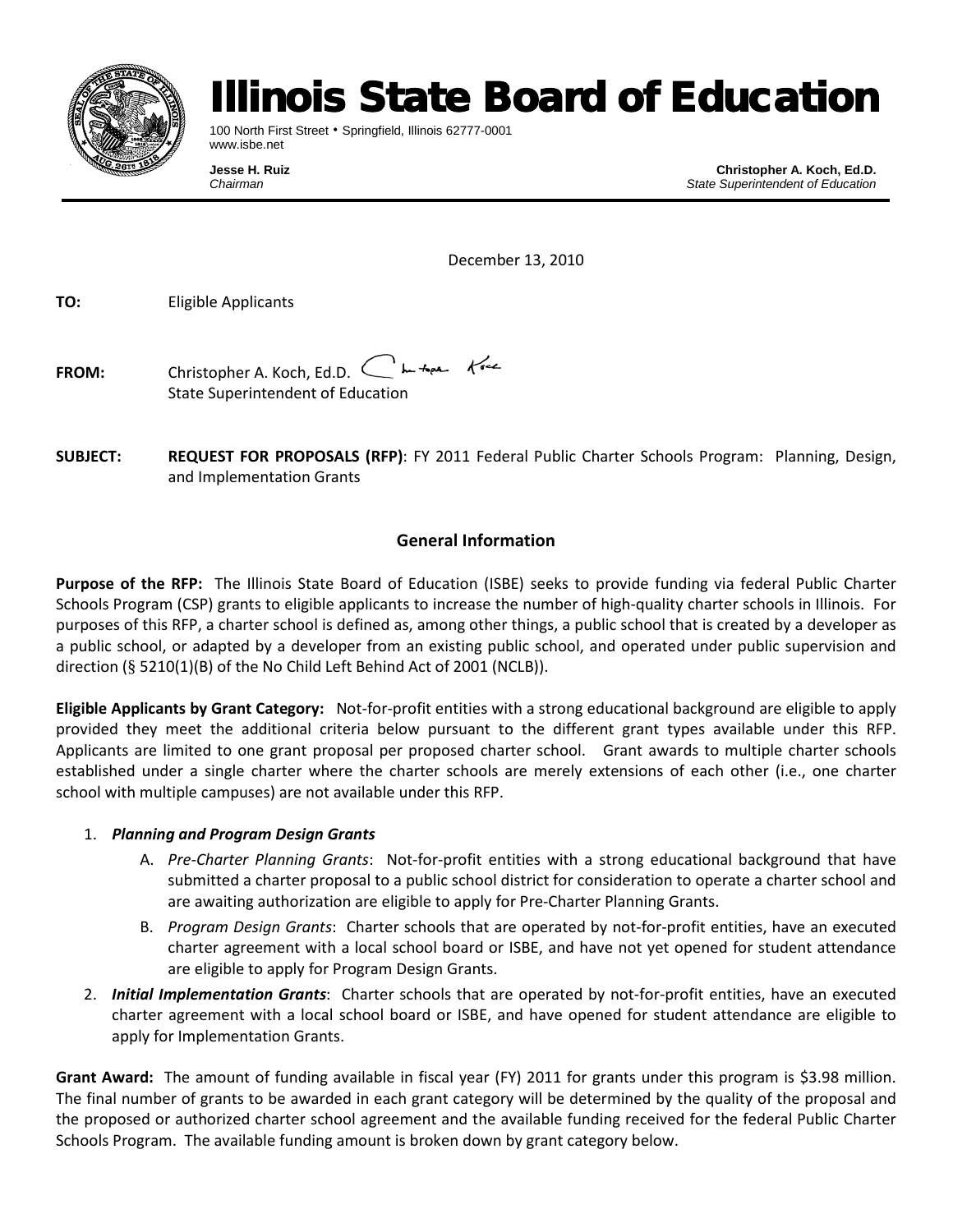# Illinois State Board of Education

100 North First Street • Springfield, Illinois 62777-0001
www.isbe.net

**Jesse H. Ruiz**
*Chairman*

**Christopher A. Koch, Ed.D.**
*State Superintendent of Education*

December 13, 2010

**TO:** Eligible Applicants

**FROM:** Christopher A. Koch, Ed.D.
State Superintendent of Education

**SUBJECT:** **REQUEST FOR PROPOSALS (RFP)**: FY 2011 Federal Public Charter Schools Program: Planning, Design, and Implementation Grants

## General Information

**Purpose of the RFP:** The Illinois State Board of Education (ISBE) seeks to provide funding via federal Public Charter Schools Program (CSP) grants to eligible applicants to increase the number of high-quality charter schools in Illinois. For purposes of this RFP, a charter school is defined as, among other things, a public school that is created by a developer as a public school, or adapted by a developer from an existing public school, and operated under public supervision and direction (§ 5210(1)(B) of the No Child Left Behind Act of 2001 (NCLB)).

**Eligible Applicants by Grant Category:** Not-for-profit entities with a strong educational background are eligible to apply provided they meet the additional criteria below pursuant to the different grant types available under this RFP. Applicants are limited to one grant proposal per proposed charter school. Grant awards to multiple charter schools established under a single charter where the charter schools are merely extensions of each other (i.e., one charter school with multiple campuses) are not available under this RFP.

1. ***Planning and Program Design Grants***
   - A. *Pre-Charter Planning Grants*: Not-for-profit entities with a strong educational background that have submitted a charter proposal to a public school district for consideration to operate a charter school and are awaiting authorization are eligible to apply for Pre-Charter Planning Grants.
   - B. *Program Design Grants*: Charter schools that are operated by not-for-profit entities, have an executed charter agreement with a local school board or ISBE, and have not yet opened for student attendance are eligible to apply for Program Design Grants.
2. ***Initial Implementation Grants***: Charter schools that are operated by not-for-profit entities, have an executed charter agreement with a local school board or ISBE, and have opened for student attendance are eligible to apply for Implementation Grants.

**Grant Award:** The amount of funding available in fiscal year (FY) 2011 for grants under this program is $3.98 million. The final number of grants to be awarded in each grant category will be determined by the quality of the proposal and the proposed or authorized charter school agreement and the available funding received for the federal Public Charter Schools Program. The available funding amount is broken down by grant category below.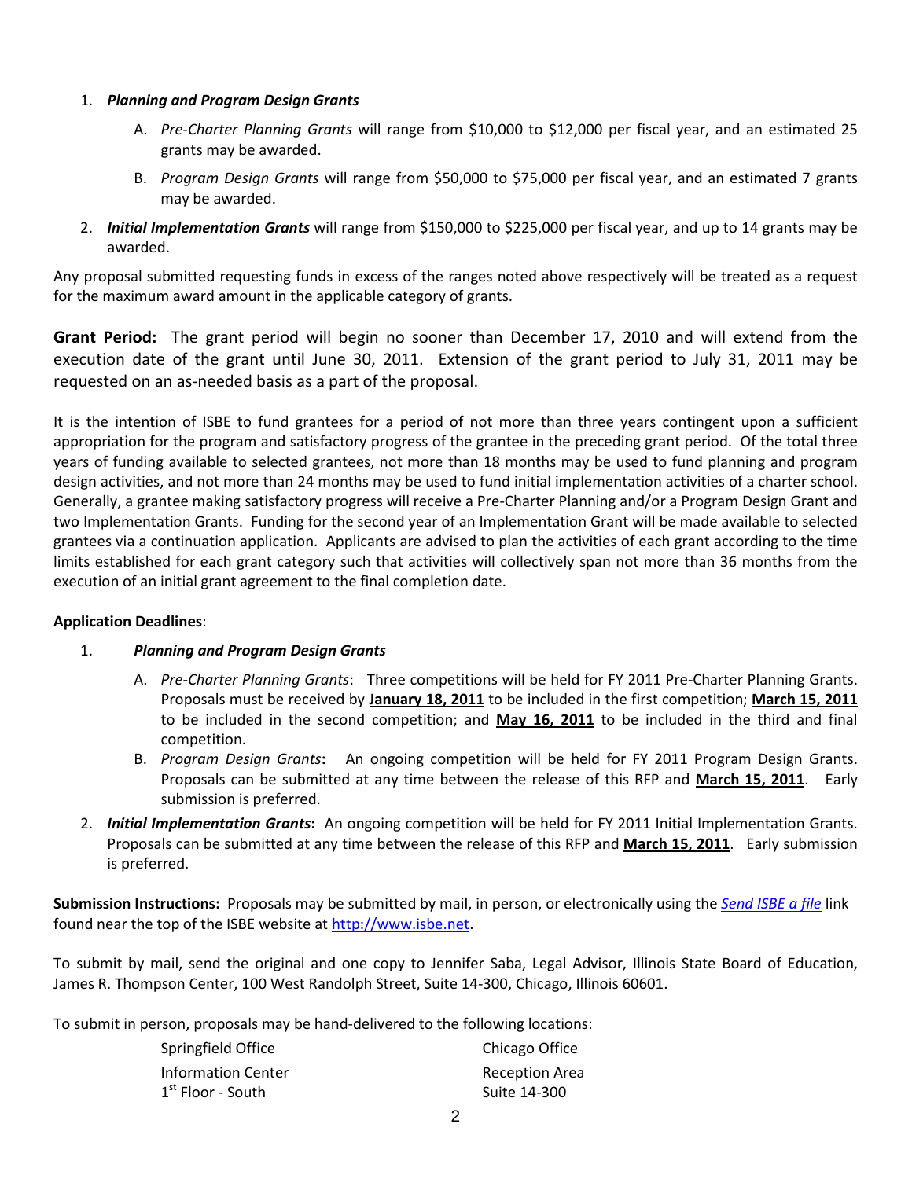1. ***Planning and Program Design Grants***

   A. *Pre-Charter Planning Grants* will range from $10,000 to $12,000 per fiscal year, and an estimated 25 grants may be awarded.

   B. *Program Design Grants* will range from $50,000 to $75,000 per fiscal year, and an estimated 7 grants may be awarded.

2. ***Initial Implementation Grants*** will range from $150,000 to $225,000 per fiscal year, and up to 14 grants may be awarded.

Any proposal submitted requesting funds in excess of the ranges noted above respectively will be treated as a request for the maximum award amount in the applicable category of grants.

**Grant Period:** The grant period will begin no sooner than December 17, 2010 and will extend from the execution date of the grant until June 30, 2011. Extension of the grant period to July 31, 2011 may be requested on an as-needed basis as a part of the proposal.

It is the intention of ISBE to fund grantees for a period of not more than three years contingent upon a sufficient appropriation for the program and satisfactory progress of the grantee in the preceding grant period. Of the total three years of funding available to selected grantees, not more than 18 months may be used to fund planning and program design activities, and not more than 24 months may be used to fund initial implementation activities of a charter school. Generally, a grantee making satisfactory progress will receive a Pre-Charter Planning and/or a Program Design Grant and two Implementation Grants. Funding for the second year of an Implementation Grant will be made available to selected grantees via a continuation application. Applicants are advised to plan the activities of each grant according to the time limits established for each grant category such that activities will collectively span not more than 36 months from the execution of an initial grant agreement to the final completion date.

**Application Deadlines**:

1. ***Planning and Program Design Grants***

   A. *Pre-Charter Planning Grants*: Three competitions will be held for FY 2011 Pre-Charter Planning Grants. Proposals must be received by **January 18, 2011** to be included in the first competition; **March 15, 2011** to be included in the second competition; and **May 16, 2011** to be included in the third and final competition.

   B. *Program Design Grants*: An ongoing competition will be held for FY 2011 Program Design Grants. Proposals can be submitted at any time between the release of this RFP and **March 15, 2011**. Early submission is preferred.

2. ***Initial Implementation Grants*:** An ongoing competition will be held for FY 2011 Initial Implementation Grants. Proposals can be submitted at any time between the release of this RFP and **March 15, 2011**. Early submission is preferred.

**Submission Instructions:** Proposals may be submitted by mail, in person, or electronically using the *Send ISBE a file* link found near the top of the ISBE website at http://www.isbe.net.

To submit by mail, send the original and one copy to Jennifer Saba, Legal Advisor, Illinois State Board of Education, James R. Thompson Center, 100 West Randolph Street, Suite 14-300, Chicago, Illinois 60601.

To submit in person, proposals may be hand-delivered to the following locations:

| Springfield Office | Chicago Office |
|---|---|
| Information Center | Reception Area |
| 1st Floor - South | Suite 14-300 |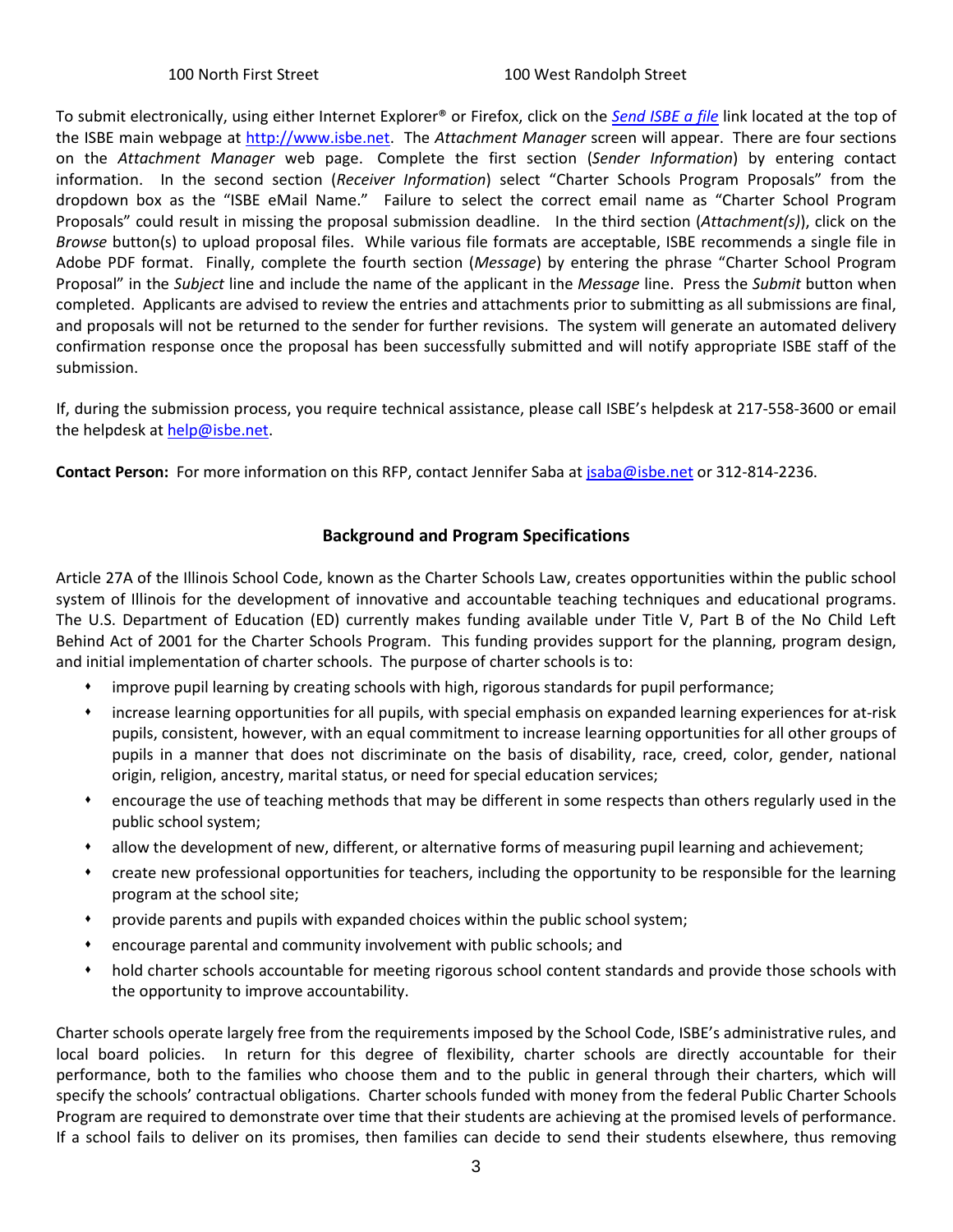100 North First Street 100 West Randolph Street

To submit electronically, using either Internet Explorer® or Firefox, click on the *Send ISBE a file* link located at the top of the ISBE main webpage at http://www.isbe.net. The *Attachment Manager* screen will appear. There are four sections on the *Attachment Manager* web page. Complete the first section (*Sender Information*) by entering contact information. In the second section (*Receiver Information*) select "Charter Schools Program Proposals" from the dropdown box as the "ISBE eMail Name." Failure to select the correct email name as "Charter School Program Proposals" could result in missing the proposal submission deadline. In the third section (*Attachment(s)*), click on the *Browse* button(s) to upload proposal files. While various file formats are acceptable, ISBE recommends a single file in Adobe PDF format. Finally, complete the fourth section (*Message*) by entering the phrase "Charter School Program Proposal" in the *Subject* line and include the name of the applicant in the *Message* line. Press the *Submit* button when completed. Applicants are advised to review the entries and attachments prior to submitting as all submissions are final, and proposals will not be returned to the sender for further revisions. The system will generate an automated delivery confirmation response once the proposal has been successfully submitted and will notify appropriate ISBE staff of the submission.

If, during the submission process, you require technical assistance, please call ISBE's helpdesk at 217-558-3600 or email the helpdesk at help@isbe.net.

**Contact Person:** For more information on this RFP, contact Jennifer Saba at jsaba@isbe.net or 312-814-2236.

## Background and Program Specifications

Article 27A of the Illinois School Code, known as the Charter Schools Law, creates opportunities within the public school system of Illinois for the development of innovative and accountable teaching techniques and educational programs. The U.S. Department of Education (ED) currently makes funding available under Title V, Part B of the No Child Left Behind Act of 2001 for the Charter Schools Program. This funding provides support for the planning, program design, and initial implementation of charter schools. The purpose of charter schools is to:

- improve pupil learning by creating schools with high, rigorous standards for pupil performance;
- increase learning opportunities for all pupils, with special emphasis on expanded learning experiences for at-risk pupils, consistent, however, with an equal commitment to increase learning opportunities for all other groups of pupils in a manner that does not discriminate on the basis of disability, race, creed, color, gender, national origin, religion, ancestry, marital status, or need for special education services;
- encourage the use of teaching methods that may be different in some respects than others regularly used in the public school system;
- allow the development of new, different, or alternative forms of measuring pupil learning and achievement;
- create new professional opportunities for teachers, including the opportunity to be responsible for the learning program at the school site;
- provide parents and pupils with expanded choices within the public school system;
- encourage parental and community involvement with public schools; and
- hold charter schools accountable for meeting rigorous school content standards and provide those schools with the opportunity to improve accountability.

Charter schools operate largely free from the requirements imposed by the School Code, ISBE's administrative rules, and local board policies. In return for this degree of flexibility, charter schools are directly accountable for their performance, both to the families who choose them and to the public in general through their charters, which will specify the schools' contractual obligations. Charter schools funded with money from the federal Public Charter Schools Program are required to demonstrate over time that their students are achieving at the promised levels of performance. If a school fails to deliver on its promises, then families can decide to send their students elsewhere, thus removing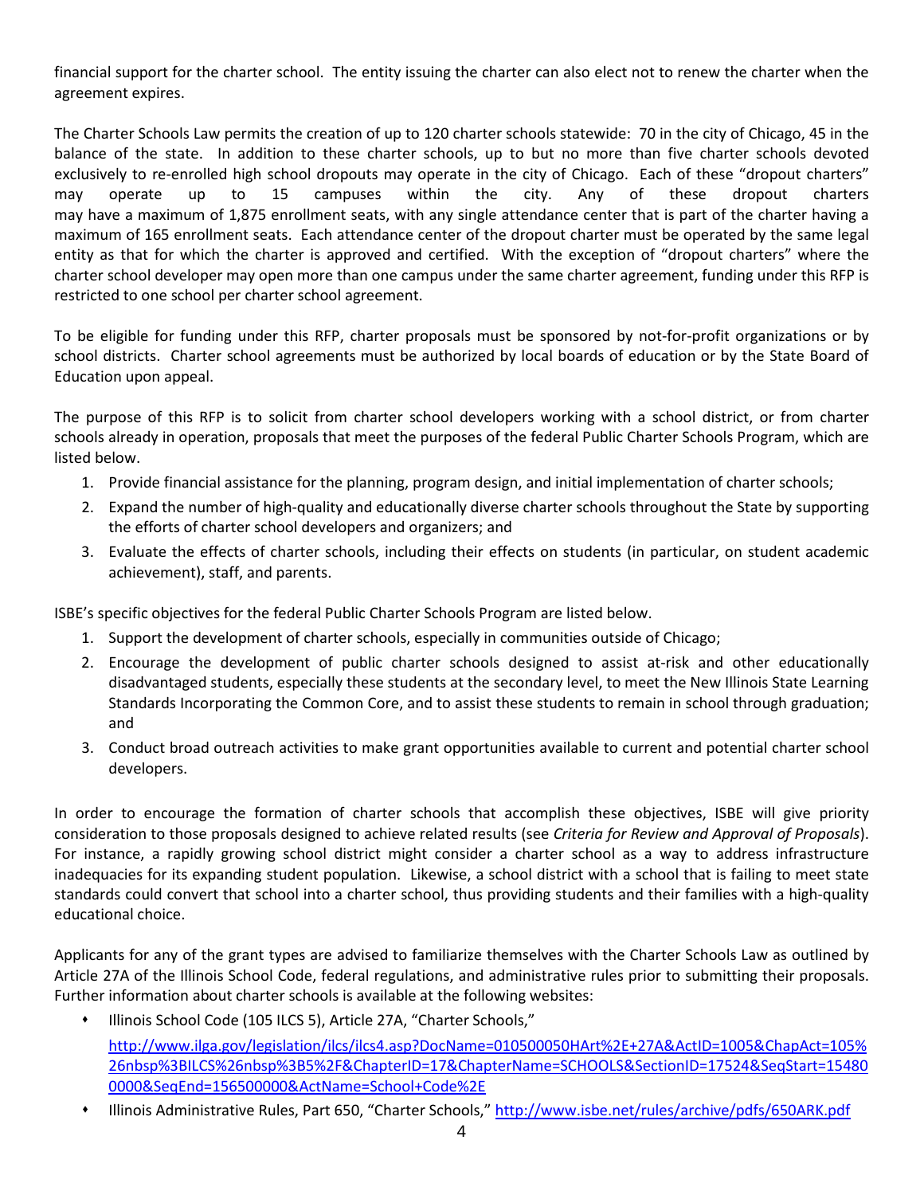financial support for the charter school. The entity issuing the charter can also elect not to renew the charter when the agreement expires.

The Charter Schools Law permits the creation of up to 120 charter schools statewide: 70 in the city of Chicago, 45 in the balance of the state. In addition to these charter schools, up to but no more than five charter schools devoted exclusively to re-enrolled high school dropouts may operate in the city of Chicago. Each of these "dropout charters" may operate up to 15 campuses within the city. Any of these dropout charters may have a maximum of 1,875 enrollment seats, with any single attendance center that is part of the charter having a maximum of 165 enrollment seats. Each attendance center of the dropout charter must be operated by the same legal entity as that for which the charter is approved and certified. With the exception of "dropout charters" where the charter school developer may open more than one campus under the same charter agreement, funding under this RFP is restricted to one school per charter school agreement.

To be eligible for funding under this RFP, charter proposals must be sponsored by not-for-profit organizations or by school districts. Charter school agreements must be authorized by local boards of education or by the State Board of Education upon appeal.

The purpose of this RFP is to solicit from charter school developers working with a school district, or from charter schools already in operation, proposals that meet the purposes of the federal Public Charter Schools Program, which are listed below.

1. Provide financial assistance for the planning, program design, and initial implementation of charter schools;
2. Expand the number of high-quality and educationally diverse charter schools throughout the State by supporting the efforts of charter school developers and organizers; and
3. Evaluate the effects of charter schools, including their effects on students (in particular, on student academic achievement), staff, and parents.

ISBE's specific objectives for the federal Public Charter Schools Program are listed below.

1. Support the development of charter schools, especially in communities outside of Chicago;
2. Encourage the development of public charter schools designed to assist at-risk and other educationally disadvantaged students, especially these students at the secondary level, to meet the New Illinois State Learning Standards Incorporating the Common Core, and to assist these students to remain in school through graduation; and
3. Conduct broad outreach activities to make grant opportunities available to current and potential charter school developers.

In order to encourage the formation of charter schools that accomplish these objectives, ISBE will give priority consideration to those proposals designed to achieve related results (see *Criteria for Review and Approval of Proposals*). For instance, a rapidly growing school district might consider a charter school as a way to address infrastructure inadequacies for its expanding student population. Likewise, a school district with a school that is failing to meet state standards could convert that school into a charter school, thus providing students and their families with a high-quality educational choice.

Applicants for any of the grant types are advised to familiarize themselves with the Charter Schools Law as outlined by Article 27A of the Illinois School Code, federal regulations, and administrative rules prior to submitting their proposals. Further information about charter schools is available at the following websites:

- Illinois School Code (105 ILCS 5), Article 27A, "Charter Schools," http://www.ilga.gov/legislation/ilcs/ilcs4.asp?DocName=010500050HArt%2E+27A&ActID=1005&ChapAct=105%26nbsp%3BILCS%26nbsp%3B5%2F&ChapterID=17&ChapterName=SCHOOLS&SectionID=17524&SeqStart=154800000&SeqEnd=156500000&ActName=School+Code%2E
- Illinois Administrative Rules, Part 650, "Charter Schools," http://www.isbe.net/rules/archive/pdfs/650ARK.pdf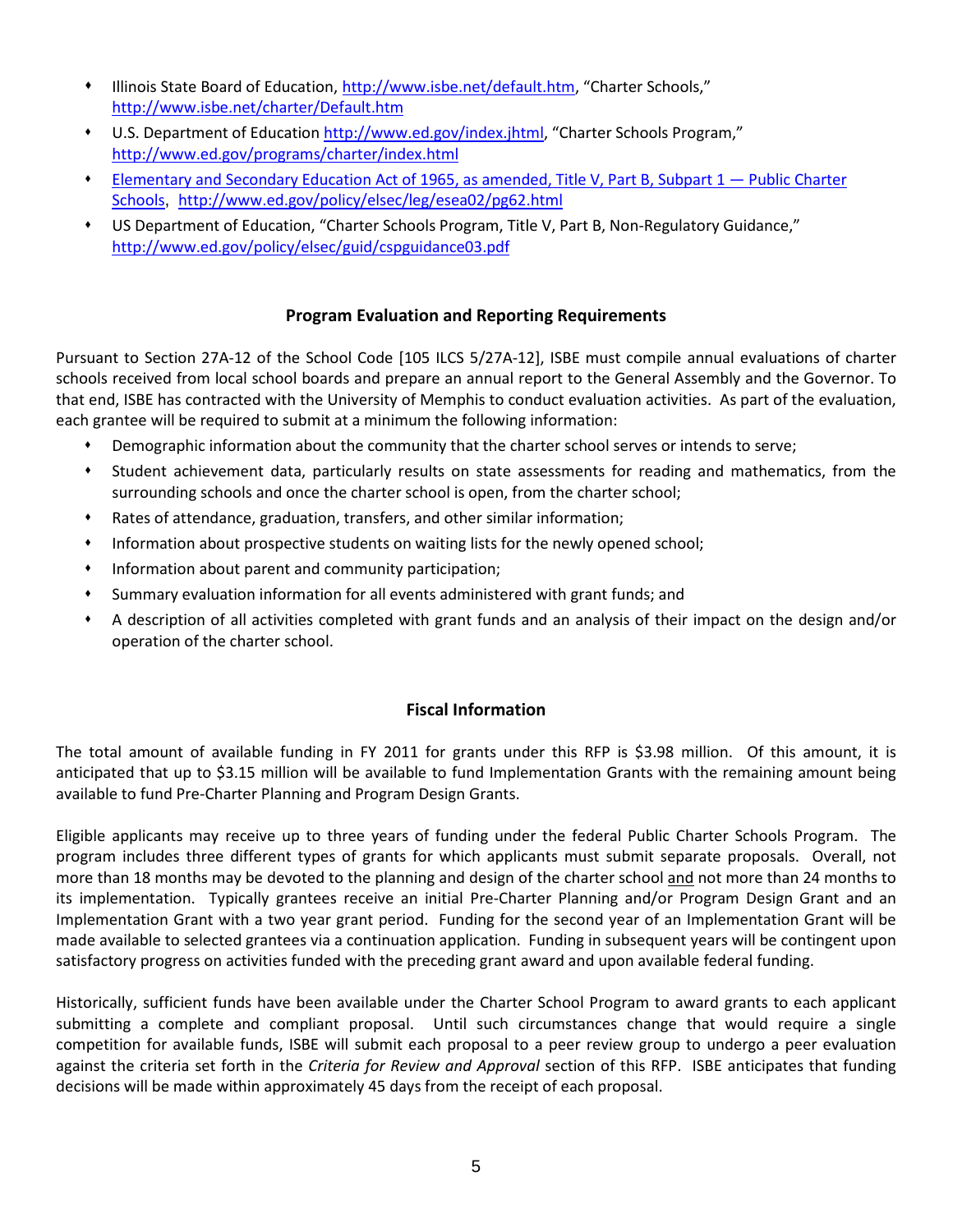- Illinois State Board of Education, http://www.isbe.net/default.htm, "Charter Schools," http://www.isbe.net/charter/Default.htm
- U.S. Department of Education http://www.ed.gov/index.jhtml, "Charter Schools Program," http://www.ed.gov/programs/charter/index.html
- Elementary and Secondary Education Act of 1965, as amended, Title V, Part B, Subpart 1 — Public Charter Schools, http://www.ed.gov/policy/elsec/leg/esea02/pg62.html
- US Department of Education, "Charter Schools Program, Title V, Part B, Non-Regulatory Guidance," http://www.ed.gov/policy/elsec/guid/cspguidance03.pdf

## Program Evaluation and Reporting Requirements

Pursuant to Section 27A-12 of the School Code [105 ILCS 5/27A-12], ISBE must compile annual evaluations of charter schools received from local school boards and prepare an annual report to the General Assembly and the Governor. To that end, ISBE has contracted with the University of Memphis to conduct evaluation activities. As part of the evaluation, each grantee will be required to submit at a minimum the following information:

- Demographic information about the community that the charter school serves or intends to serve;
- Student achievement data, particularly results on state assessments for reading and mathematics, from the surrounding schools and once the charter school is open, from the charter school;
- Rates of attendance, graduation, transfers, and other similar information;
- Information about prospective students on waiting lists for the newly opened school;
- Information about parent and community participation;
- Summary evaluation information for all events administered with grant funds; and
- A description of all activities completed with grant funds and an analysis of their impact on the design and/or operation of the charter school.

## Fiscal Information

The total amount of available funding in FY 2011 for grants under this RFP is $3.98 million. Of this amount, it is anticipated that up to $3.15 million will be available to fund Implementation Grants with the remaining amount being available to fund Pre-Charter Planning and Program Design Grants.

Eligible applicants may receive up to three years of funding under the federal Public Charter Schools Program. The program includes three different types of grants for which applicants must submit separate proposals. Overall, not more than 18 months may be devoted to the planning and design of the charter school and not more than 24 months to its implementation. Typically grantees receive an initial Pre-Charter Planning and/or Program Design Grant and an Implementation Grant with a two year grant period. Funding for the second year of an Implementation Grant will be made available to selected grantees via a continuation application. Funding in subsequent years will be contingent upon satisfactory progress on activities funded with the preceding grant award and upon available federal funding.

Historically, sufficient funds have been available under the Charter School Program to award grants to each applicant submitting a complete and compliant proposal. Until such circumstances change that would require a single competition for available funds, ISBE will submit each proposal to a peer review group to undergo a peer evaluation against the criteria set forth in the *Criteria for Review and Approval* section of this RFP. ISBE anticipates that funding decisions will be made within approximately 45 days from the receipt of each proposal.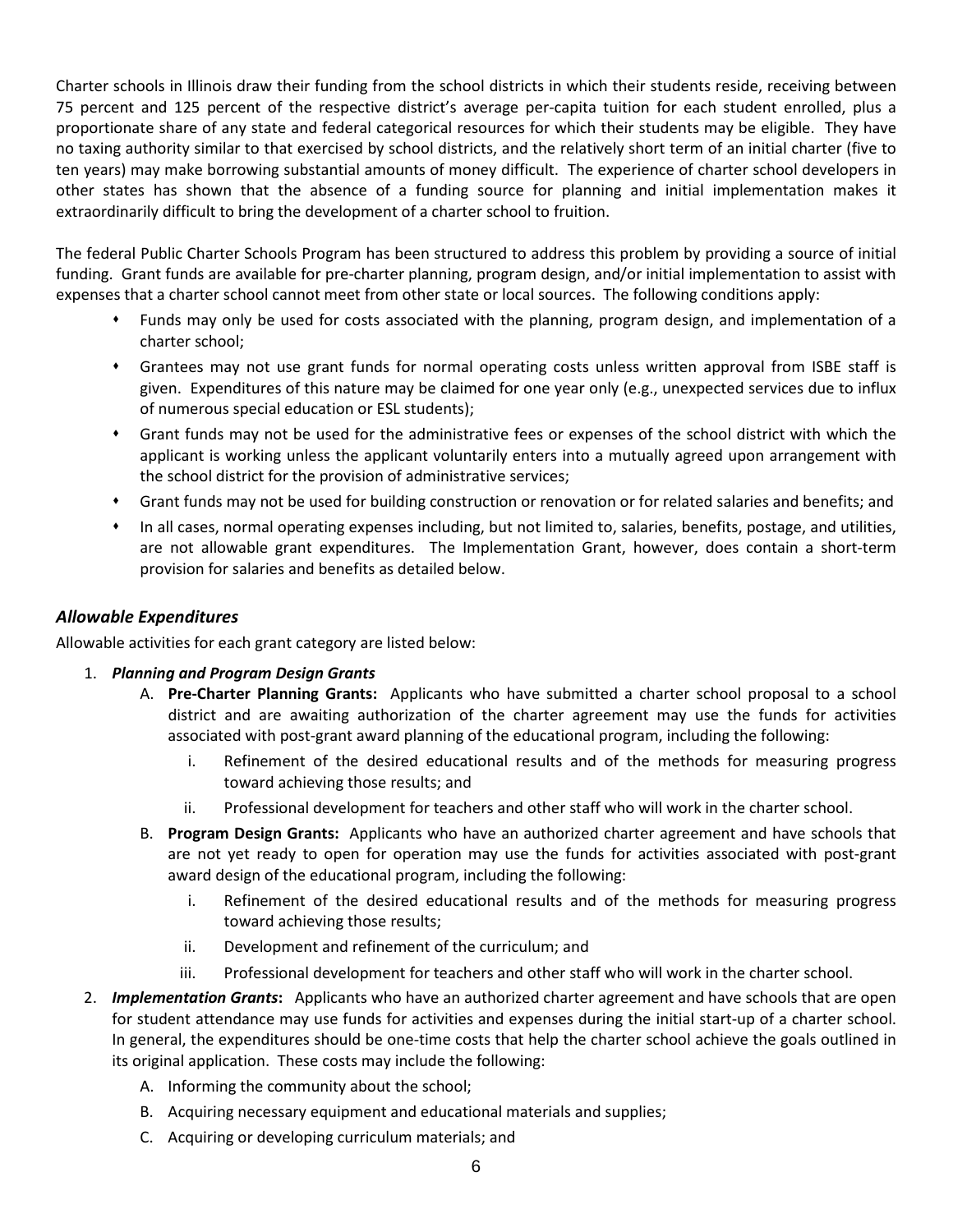Charter schools in Illinois draw their funding from the school districts in which their students reside, receiving between 75 percent and 125 percent of the respective district's average per-capita tuition for each student enrolled, plus a proportionate share of any state and federal categorical resources for which their students may be eligible. They have no taxing authority similar to that exercised by school districts, and the relatively short term of an initial charter (five to ten years) may make borrowing substantial amounts of money difficult. The experience of charter school developers in other states has shown that the absence of a funding source for planning and initial implementation makes it extraordinarily difficult to bring the development of a charter school to fruition.

The federal Public Charter Schools Program has been structured to address this problem by providing a source of initial funding. Grant funds are available for pre-charter planning, program design, and/or initial implementation to assist with expenses that a charter school cannot meet from other state or local sources. The following conditions apply:

- Funds may only be used for costs associated with the planning, program design, and implementation of a charter school;
- Grantees may not use grant funds for normal operating costs unless written approval from ISBE staff is given. Expenditures of this nature may be claimed for one year only (e.g., unexpected services due to influx of numerous special education or ESL students);
- Grant funds may not be used for the administrative fees or expenses of the school district with which the applicant is working unless the applicant voluntarily enters into a mutually agreed upon arrangement with the school district for the provision of administrative services;
- Grant funds may not be used for building construction or renovation or for related salaries and benefits; and
- In all cases, normal operating expenses including, but not limited to, salaries, benefits, postage, and utilities, are not allowable grant expenditures. The Implementation Grant, however, does contain a short-term provision for salaries and benefits as detailed below.

### *Allowable Expenditures*

Allowable activities for each grant category are listed below:

1. ***Planning and Program Design Grants***
   A. **Pre-Charter Planning Grants:** Applicants who have submitted a charter school proposal to a school district and are awaiting authorization of the charter agreement may use the funds for activities associated with post-grant award planning of the educational program, including the following:
      i. Refinement of the desired educational results and of the methods for measuring progress toward achieving those results; and
      ii. Professional development for teachers and other staff who will work in the charter school.

   B. **Program Design Grants:** Applicants who have an authorized charter agreement and have schools that are not yet ready to open for operation may use the funds for activities associated with post-grant award design of the educational program, including the following:
      i. Refinement of the desired educational results and of the methods for measuring progress toward achieving those results;
      ii. Development and refinement of the curriculum; and
      iii. Professional development for teachers and other staff who will work in the charter school.

2. ***Implementation Grants*****:** Applicants who have an authorized charter agreement and have schools that are open for student attendance may use funds for activities and expenses during the initial start-up of a charter school. In general, the expenditures should be one-time costs that help the charter school achieve the goals outlined in its original application. These costs may include the following:
   A. Informing the community about the school;
   B. Acquiring necessary equipment and educational materials and supplies;
   C. Acquiring or developing curriculum materials; and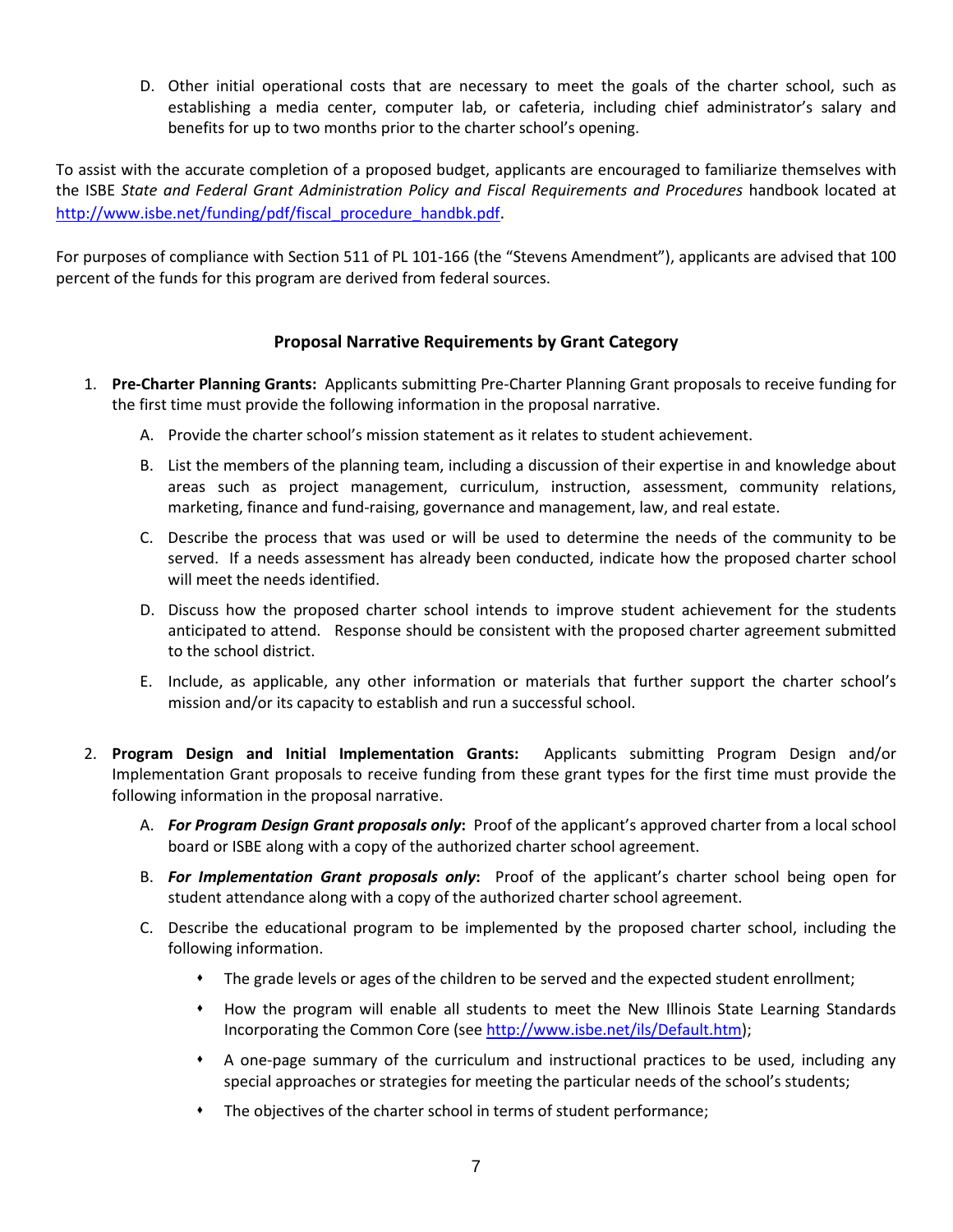D. Other initial operational costs that are necessary to meet the goals of the charter school, such as establishing a media center, computer lab, or cafeteria, including chief administrator's salary and benefits for up to two months prior to the charter school's opening.

To assist with the accurate completion of a proposed budget, applicants are encouraged to familiarize themselves with the ISBE *State and Federal Grant Administration Policy and Fiscal Requirements and Procedures* handbook located at [http://www.isbe.net/funding/pdf/fiscal_procedure_handbk.pdf](http://www.isbe.net/funding/pdf/fiscal_procedure_handbk.pdf).

For purposes of compliance with Section 511 of PL 101-166 (the "Stevens Amendment"), applicants are advised that 100 percent of the funds for this program are derived from federal sources.

## Proposal Narrative Requirements by Grant Category

1. **Pre-Charter Planning Grants:** Applicants submitting Pre-Charter Planning Grant proposals to receive funding for the first time must provide the following information in the proposal narrative.

   A. Provide the charter school's mission statement as it relates to student achievement.

   B. List the members of the planning team, including a discussion of their expertise in and knowledge about areas such as project management, curriculum, instruction, assessment, community relations, marketing, finance and fund-raising, governance and management, law, and real estate.

   C. Describe the process that was used or will be used to determine the needs of the community to be served. If a needs assessment has already been conducted, indicate how the proposed charter school will meet the needs identified.

   D. Discuss how the proposed charter school intends to improve student achievement for the students anticipated to attend. Response should be consistent with the proposed charter agreement submitted to the school district.

   E. Include, as applicable, any other information or materials that further support the charter school's mission and/or its capacity to establish and run a successful school.

2. **Program Design and Initial Implementation Grants:** Applicants submitting Program Design and/or Implementation Grant proposals to receive funding from these grant types for the first time must provide the following information in the proposal narrative.

   A. ***For Program Design Grant proposals only*:** Proof of the applicant's approved charter from a local school board or ISBE along with a copy of the authorized charter school agreement.

   B. ***For Implementation Grant proposals only*:** Proof of the applicant's charter school being open for student attendance along with a copy of the authorized charter school agreement.

   C. Describe the educational program to be implemented by the proposed charter school, including the following information.

      - The grade levels or ages of the children to be served and the expected student enrollment;
      - How the program will enable all students to meet the New Illinois State Learning Standards Incorporating the Common Core (see [http://www.isbe.net/ils/Default.htm](http://www.isbe.net/ils/Default.htm));
      - A one-page summary of the curriculum and instructional practices to be used, including any special approaches or strategies for meeting the particular needs of the school's students;
      - The objectives of the charter school in terms of student performance;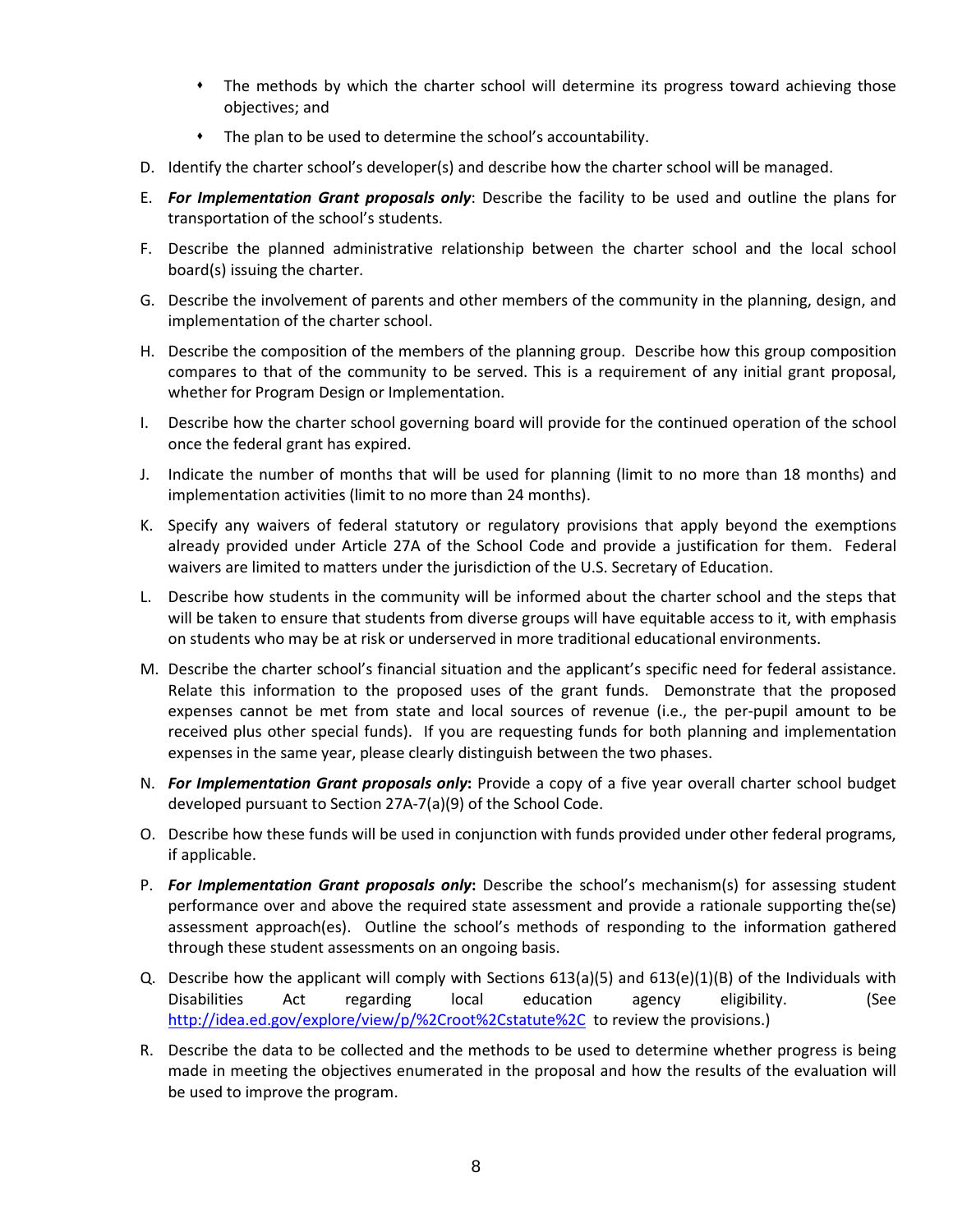- The methods by which the charter school will determine its progress toward achieving those objectives; and
- The plan to be used to determine the school's accountability.

D. Identify the charter school's developer(s) and describe how the charter school will be managed.

E. ***For Implementation Grant proposals only***: Describe the facility to be used and outline the plans for transportation of the school's students.

F. Describe the planned administrative relationship between the charter school and the local school board(s) issuing the charter.

G. Describe the involvement of parents and other members of the community in the planning, design, and implementation of the charter school.

H. Describe the composition of the members of the planning group. Describe how this group composition compares to that of the community to be served. This is a requirement of any initial grant proposal, whether for Program Design or Implementation.

I. Describe how the charter school governing board will provide for the continued operation of the school once the federal grant has expired.

J. Indicate the number of months that will be used for planning (limit to no more than 18 months) and implementation activities (limit to no more than 24 months).

K. Specify any waivers of federal statutory or regulatory provisions that apply beyond the exemptions already provided under Article 27A of the School Code and provide a justification for them. Federal waivers are limited to matters under the jurisdiction of the U.S. Secretary of Education.

L. Describe how students in the community will be informed about the charter school and the steps that will be taken to ensure that students from diverse groups will have equitable access to it, with emphasis on students who may be at risk or underserved in more traditional educational environments.

M. Describe the charter school's financial situation and the applicant's specific need for federal assistance. Relate this information to the proposed uses of the grant funds. Demonstrate that the proposed expenses cannot be met from state and local sources of revenue (i.e., the per-pupil amount to be received plus other special funds). If you are requesting funds for both planning and implementation expenses in the same year, please clearly distinguish between the two phases.

N. ***For Implementation Grant proposals only*:** Provide a copy of a five year overall charter school budget developed pursuant to Section 27A-7(a)(9) of the School Code.

O. Describe how these funds will be used in conjunction with funds provided under other federal programs, if applicable.

P. ***For Implementation Grant proposals only*:** Describe the school's mechanism(s) for assessing student performance over and above the required state assessment and provide a rationale supporting the(se) assessment approach(es). Outline the school's methods of responding to the information gathered through these student assessments on an ongoing basis.

Q. Describe how the applicant will comply with Sections 613(a)(5) and 613(e)(1)(B) of the Individuals with Disabilities Act regarding local education agency eligibility. (See http://idea.ed.gov/explore/view/p/%2Croot%2Cstatute%2C to review the provisions.)

R. Describe the data to be collected and the methods to be used to determine whether progress is being made in meeting the objectives enumerated in the proposal and how the results of the evaluation will be used to improve the program.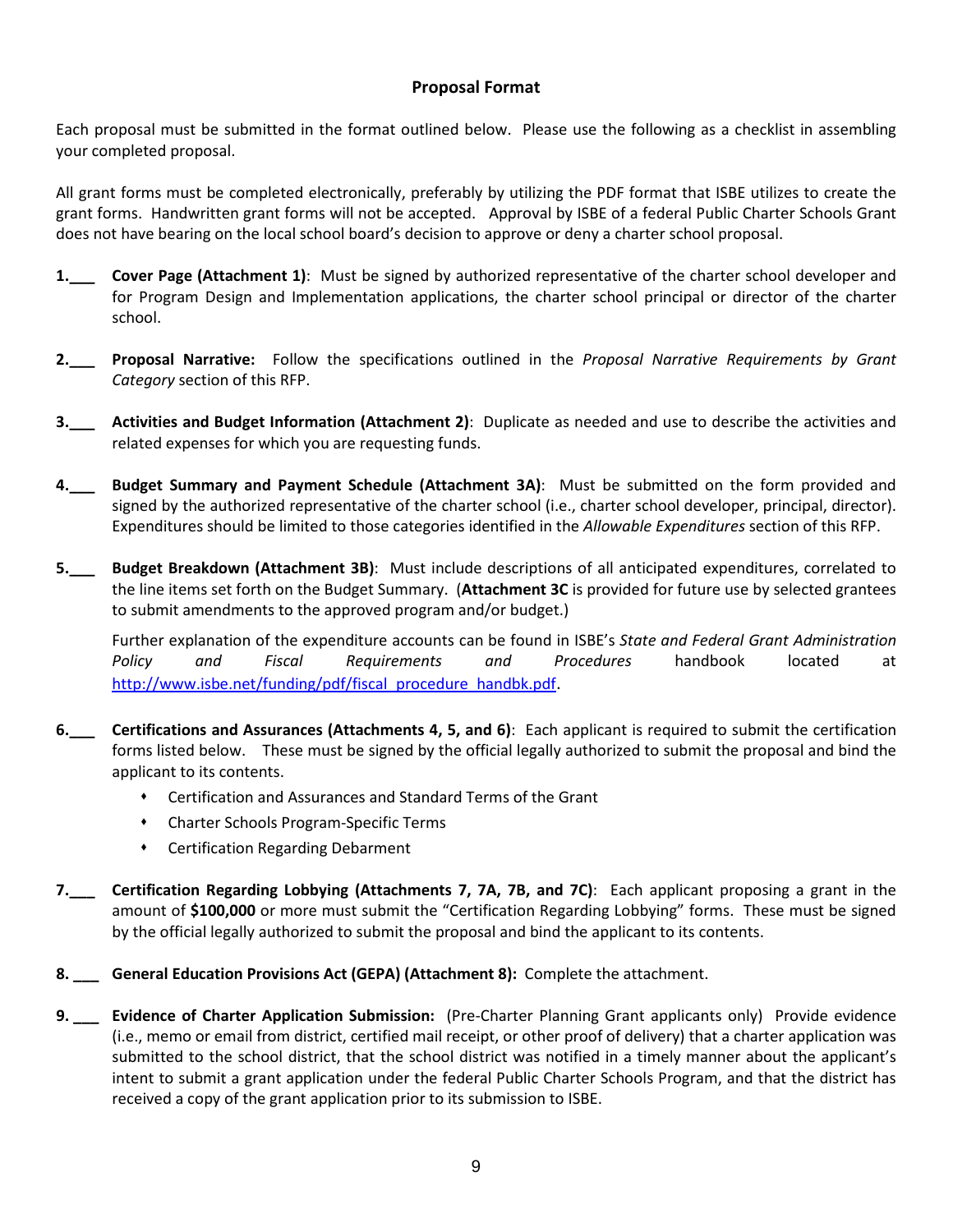## Proposal Format

Each proposal must be submitted in the format outlined below. Please use the following as a checklist in assembling your completed proposal.

All grant forms must be completed electronically, preferably by utilizing the PDF format that ISBE utilizes to create the grant forms. Handwritten grant forms will not be accepted. Approval by ISBE of a federal Public Charter Schools Grant does not have bearing on the local school board's decision to approve or deny a charter school proposal.

**1.\_\_\_** **Cover Page (Attachment 1)**: Must be signed by authorized representative of the charter school developer and for Program Design and Implementation applications, the charter school principal or director of the charter school.

**2.\_\_\_** **Proposal Narrative:** Follow the specifications outlined in the *Proposal Narrative Requirements by Grant Category* section of this RFP.

**3.\_\_\_** **Activities and Budget Information (Attachment 2)**: Duplicate as needed and use to describe the activities and related expenses for which you are requesting funds.

**4.\_\_\_** **Budget Summary and Payment Schedule (Attachment 3A)**: Must be submitted on the form provided and signed by the authorized representative of the charter school (i.e., charter school developer, principal, director). Expenditures should be limited to those categories identified in the *Allowable Expenditures* section of this RFP.

**5.\_\_\_** **Budget Breakdown (Attachment 3B)**: Must include descriptions of all anticipated expenditures, correlated to the line items set forth on the Budget Summary. (**Attachment 3C** is provided for future use by selected grantees to submit amendments to the approved program and/or budget.)

Further explanation of the expenditure accounts can be found in ISBE's *State and Federal Grant Administration Policy and Fiscal Requirements and Procedures* handbook located at http://www.isbe.net/funding/pdf/fiscal_procedure_handbk.pdf.

**6.\_\_\_** **Certifications and Assurances (Attachments 4, 5, and 6)**: Each applicant is required to submit the certification forms listed below. These must be signed by the official legally authorized to submit the proposal and bind the applicant to its contents.

- Certification and Assurances and Standard Terms of the Grant
- Charter Schools Program-Specific Terms
- Certification Regarding Debarment

**7.\_\_\_** **Certification Regarding Lobbying (Attachments 7, 7A, 7B, and 7C)**: Each applicant proposing a grant in the amount of **$100,000** or more must submit the "Certification Regarding Lobbying" forms. These must be signed by the official legally authorized to submit the proposal and bind the applicant to its contents.

**8. \_\_\_** **General Education Provisions Act (GEPA) (Attachment 8):** Complete the attachment.

**9. \_\_\_** **Evidence of Charter Application Submission:** (Pre-Charter Planning Grant applicants only) Provide evidence (i.e., memo or email from district, certified mail receipt, or other proof of delivery) that a charter application was submitted to the school district, that the school district was notified in a timely manner about the applicant's intent to submit a grant application under the federal Public Charter Schools Program, and that the district has received a copy of the grant application prior to its submission to ISBE.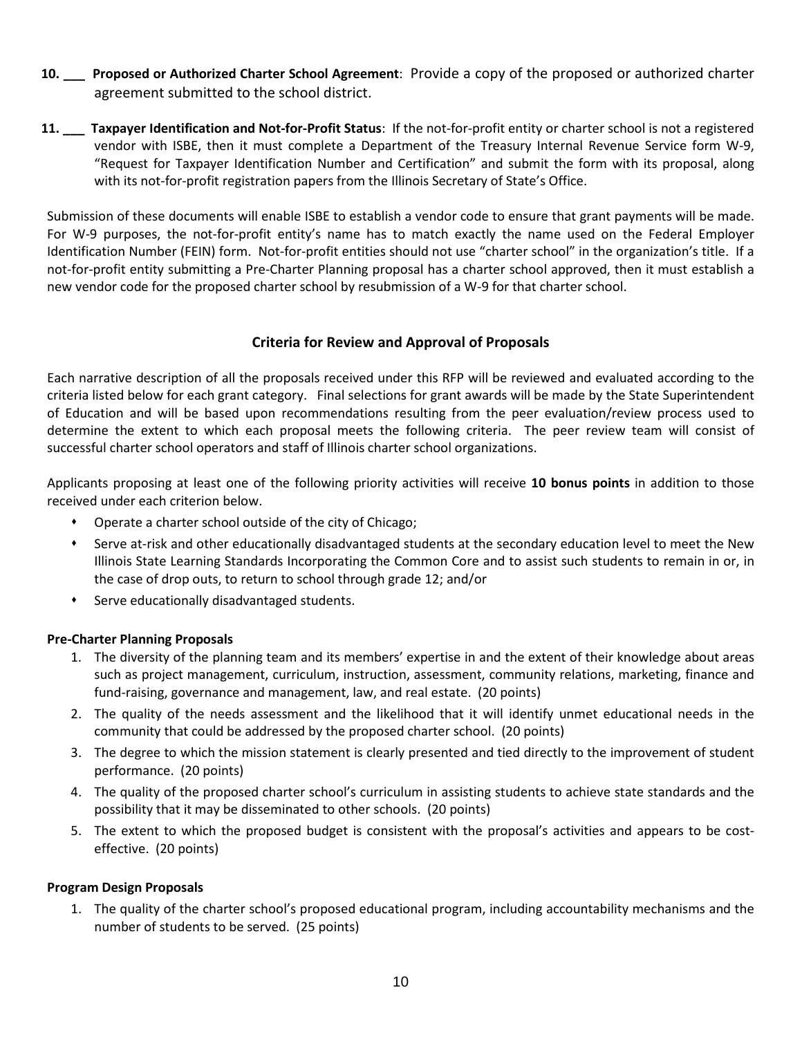**10. ___ Proposed or Authorized Charter School Agreement**: Provide a copy of the proposed or authorized charter agreement submitted to the school district.

**11. ___ Taxpayer Identification and Not-for-Profit Status**: If the not-for-profit entity or charter school is not a registered vendor with ISBE, then it must complete a Department of the Treasury Internal Revenue Service form W-9, "Request for Taxpayer Identification Number and Certification" and submit the form with its proposal, along with its not-for-profit registration papers from the Illinois Secretary of State's Office.

Submission of these documents will enable ISBE to establish a vendor code to ensure that grant payments will be made. For W-9 purposes, the not-for-profit entity's name has to match exactly the name used on the Federal Employer Identification Number (FEIN) form. Not-for-profit entities should not use "charter school" in the organization's title. If a not-for-profit entity submitting a Pre-Charter Planning proposal has a charter school approved, then it must establish a new vendor code for the proposed charter school by resubmission of a W-9 for that charter school.

## Criteria for Review and Approval of Proposals

Each narrative description of all the proposals received under this RFP will be reviewed and evaluated according to the criteria listed below for each grant category. Final selections for grant awards will be made by the State Superintendent of Education and will be based upon recommendations resulting from the peer evaluation/review process used to determine the extent to which each proposal meets the following criteria. The peer review team will consist of successful charter school operators and staff of Illinois charter school organizations.

Applicants proposing at least one of the following priority activities will receive **10 bonus points** in addition to those received under each criterion below.

- Operate a charter school outside of the city of Chicago;
- Serve at-risk and other educationally disadvantaged students at the secondary education level to meet the New Illinois State Learning Standards Incorporating the Common Core and to assist such students to remain in or, in the case of drop outs, to return to school through grade 12; and/or
- Serve educationally disadvantaged students.

**Pre-Charter Planning Proposals**

1. The diversity of the planning team and its members' expertise in and the extent of their knowledge about areas such as project management, curriculum, instruction, assessment, community relations, marketing, finance and fund-raising, governance and management, law, and real estate. (20 points)
2. The quality of the needs assessment and the likelihood that it will identify unmet educational needs in the community that could be addressed by the proposed charter school. (20 points)
3. The degree to which the mission statement is clearly presented and tied directly to the improvement of student performance. (20 points)
4. The quality of the proposed charter school's curriculum in assisting students to achieve state standards and the possibility that it may be disseminated to other schools. (20 points)
5. The extent to which the proposed budget is consistent with the proposal's activities and appears to be cost-effective. (20 points)

**Program Design Proposals**

1. The quality of the charter school's proposed educational program, including accountability mechanisms and the number of students to be served. (25 points)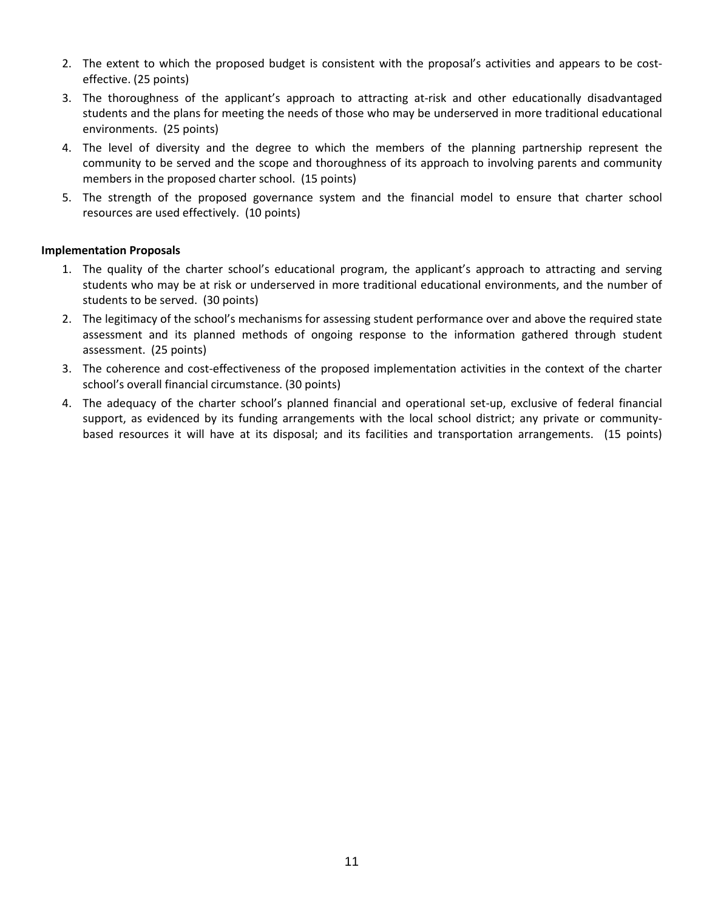2. The extent to which the proposed budget is consistent with the proposal's activities and appears to be cost-effective. (25 points)
3. The thoroughness of the applicant's approach to attracting at-risk and other educationally disadvantaged students and the plans for meeting the needs of those who may be underserved in more traditional educational environments. (25 points)
4. The level of diversity and the degree to which the members of the planning partnership represent the community to be served and the scope and thoroughness of its approach to involving parents and community members in the proposed charter school. (15 points)
5. The strength of the proposed governance system and the financial model to ensure that charter school resources are used effectively. (10 points)

**Implementation Proposals**

1. The quality of the charter school's educational program, the applicant's approach to attracting and serving students who may be at risk or underserved in more traditional educational environments, and the number of students to be served. (30 points)
2. The legitimacy of the school's mechanisms for assessing student performance over and above the required state assessment and its planned methods of ongoing response to the information gathered through student assessment. (25 points)
3. The coherence and cost-effectiveness of the proposed implementation activities in the context of the charter school's overall financial circumstance. (30 points)
4. The adequacy of the charter school's planned financial and operational set-up, exclusive of federal financial support, as evidenced by its funding arrangements with the local school district; any private or community-based resources it will have at its disposal; and its facilities and transportation arrangements. (15 points)